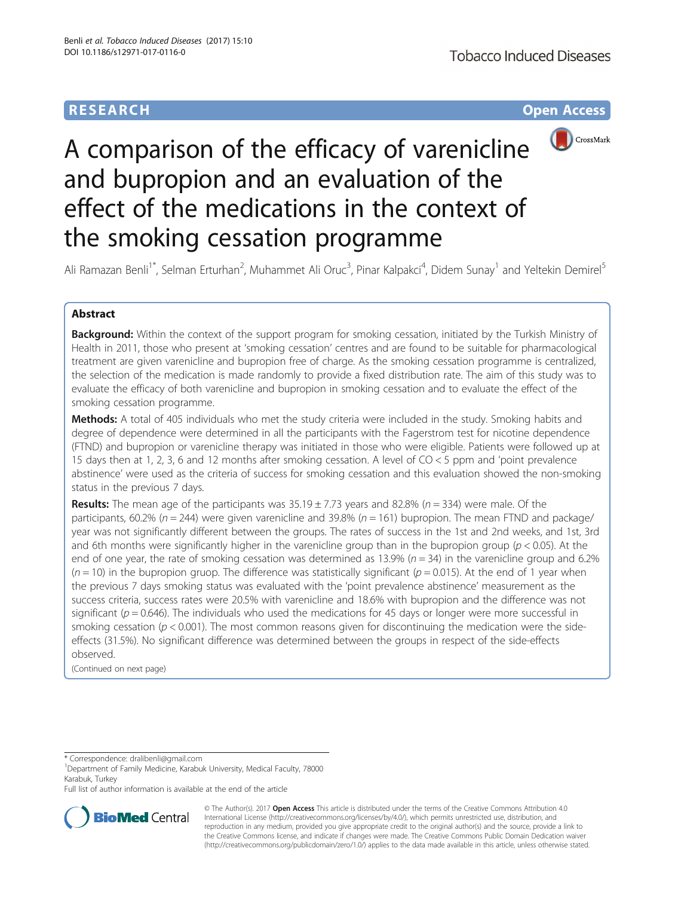RESEARCH **Open Access**

# A comparison of the efficacy of varenicline and bupropion and an evaluation of the effect of the medications in the context of the smoking cessation programme

Ali Ramazan Benli[1*], Selman Erturhan[2], Muhammet Ali Oruc[3], Pinar Kalpakci[4], Didem Sunay[1] and Yeltekin Demirel[5]

## Abstract

**Background:** Within the context of the support program for smoking cessation, initiated by the Turkish Ministry of Health in 2011, those who present at 'smoking cessation' centres and are found to be suitable for pharmacological treatment are given varenicline and bupropion free of charge. As the smoking cessation programme is centralized, the selection of the medication is made randomly to provide a fixed distribution rate. The aim of this study was to evaluate the efficacy of both varenicline and bupropion in smoking cessation and to evaluate the effect of the smoking cessation programme.

**Methods:** A total of 405 individuals who met the study criteria were included in the study. Smoking habits and degree of dependence were determined in all the participants with the Fagerstrom test for nicotine dependence (FTND) and bupropion or varenicline therapy was initiated in those who were eligible. Patients were followed up at 15 days then at 1, 2, 3, 6 and 12 months after smoking cessation. A level of CO < 5 ppm and 'point prevalence abstinence' were used as the criteria of success for smoking cessation and this evaluation showed the non-smoking status in the previous 7 days.

**Results:** The mean age of the participants was 35.19 ± 7.73 years and 82.8% ($n = 334$) were male. Of the participants, 60.2% ($n = 244$) were given varenicline and 39.8% ($n = 161$) bupropion. The mean FTND and package/year was not significantly different between the groups. The rates of success in the 1st and 2nd weeks, and 1st, 3rd and 6th months were significantly higher in the varenicline group than in the bupropion group ($p < 0.05$). At the end of one year, the rate of smoking cessation was determined as 13.9% ($n = 34$) in the varenicline group and 6.2% ($n = 10$) in the bupropion gruop. The difference was statistically significant ($p = 0.015$). At the end of 1 year when the previous 7 days smoking status was evaluated with the 'point prevalence abstinence' measurement as the success criteria, success rates were 20.5% with varenicline and 18.6% with bupropion and the difference was not significant ($p = 0.646$). The individuals who used the medications for 45 days or longer were more successful in smoking cessation ($p < 0.001$). The most common reasons given for discontinuing the medication were the side-effects (31.5%). No significant difference was determined between the groups in respect of the side-effects observed.

(Continued on next page)

---

* Correspondence: dralibenli@gmail.com
[1]Department of Family Medicine, Karabuk University, Medical Faculty, 78000 Karabuk, Turkey
Full list of author information is available at the end of the article

© The Author(s). 2017 **Open Access** This article is distributed under the terms of the Creative Commons Attribution 4.0 International License (http://creativecommons.org/licenses/by/4.0/), which permits unrestricted use, distribution, and reproduction in any medium, provided you give appropriate credit to the original author(s) and the source, provide a link to the Creative Commons license, and indicate if changes were made. The Creative Commons Public Domain Dedication waiver (http://creativecommons.org/publicdomain/zero/1.0/) applies to the data made available in this article, unless otherwise stated.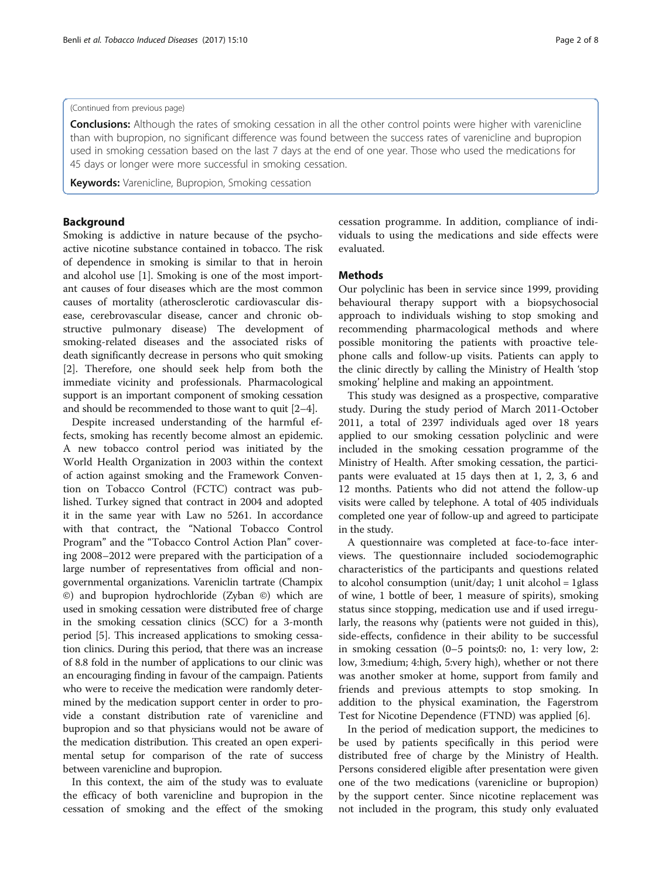(Continued from previous page)

**Conclusions:** Although the rates of smoking cessation in all the other control points were higher with varenicline than with bupropion, no significant difference was found between the success rates of varenicline and bupropion used in smoking cessation based on the last 7 days at the end of one year. Those who used the medications for 45 days or longer were more successful in smoking cessation.

**Keywords:** Varenicline, Bupropion, Smoking cessation

## Background

Smoking is addictive in nature because of the psychoactive nicotine substance contained in tobacco. The risk of dependence in smoking is similar to that in heroin and alcohol use [1]. Smoking is one of the most important causes of four diseases which are the most common causes of mortality (atherosclerotic cardiovascular disease, cerebrovascular disease, cancer and chronic obstructive pulmonary disease) The development of smoking-related diseases and the associated risks of death significantly decrease in persons who quit smoking [2]. Therefore, one should seek help from both the immediate vicinity and professionals. Pharmacological support is an important component of smoking cessation and should be recommended to those want to quit [2–4].

Despite increased understanding of the harmful effects, smoking has recently become almost an epidemic. A new tobacco control period was initiated by the World Health Organization in 2003 within the context of action against smoking and the Framework Convention on Tobacco Control (FCTC) contract was published. Turkey signed that contract in 2004 and adopted it in the same year with Law no 5261. In accordance with that contract, the "National Tobacco Control Program" and the "Tobacco Control Action Plan" covering 2008–2012 were prepared with the participation of a large number of representatives from official and non-governmental organizations. Vareniclin tartrate (Champix ©) and bupropion hydrochloride (Zyban ©) which are used in smoking cessation were distributed free of charge in the smoking cessation clinics (SCC) for a 3-month period [5]. This increased applications to smoking cessation clinics. During this period, that there was an increase of 8.8 fold in the number of applications to our clinic was an encouraging finding in favour of the campaign. Patients who were to receive the medication were randomly determined by the medication support center in order to provide a constant distribution rate of varenicline and bupropion and so that physicians would not be aware of the medication distribution. This created an open experimental setup for comparison of the rate of success between varenicline and bupropion.

In this context, the aim of the study was to evaluate the efficacy of both varenicline and bupropion in the cessation of smoking and the effect of the smoking cessation programme. In addition, compliance of individuals to using the medications and side effects were evaluated.

## Methods

Our polyclinic has been in service since 1999, providing behavioural therapy support with a biopsychosocial approach to individuals wishing to stop smoking and recommending pharmacological methods and where possible monitoring the patients with proactive telephone calls and follow-up visits. Patients can apply to the clinic directly by calling the Ministry of Health 'stop smoking' helpline and making an appointment.

This study was designed as a prospective, comparative study. During the study period of March 2011-October 2011, a total of 2397 individuals aged over 18 years applied to our smoking cessation polyclinic and were included in the smoking cessation programme of the Ministry of Health. After smoking cessation, the participants were evaluated at 15 days then at 1, 2, 3, 6 and 12 months. Patients who did not attend the follow-up visits were called by telephone. A total of 405 individuals completed one year of follow-up and agreed to participate in the study.

A questionnaire was completed at face-to-face interviews. The questionnaire included sociodemographic characteristics of the participants and questions related to alcohol consumption (unit/day; 1 unit alcohol = 1glass of wine, 1 bottle of beer, 1 measure of spirits), smoking status since stopping, medication use and if used irregularly, the reasons why (patients were not guided in this), side-effects, confidence in their ability to be successful in smoking cessation (0–5 points;0: no, 1: very low, 2: low, 3:medium; 4:high, 5:very high), whether or not there was another smoker at home, support from family and friends and previous attempts to stop smoking. In addition to the physical examination, the Fagerstrom Test for Nicotine Dependence (FTND) was applied [6].

In the period of medication support, the medicines to be used by patients specifically in this period were distributed free of charge by the Ministry of Health. Persons considered eligible after presentation were given one of the two medications (varenicline or bupropion) by the support center. Since nicotine replacement was not included in the program, this study only evaluated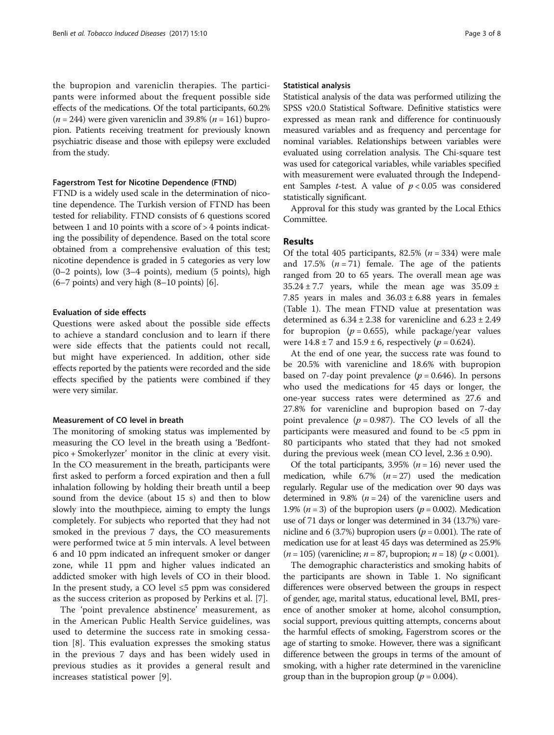the bupropion and vareniclin therapies. The participants were informed about the frequent possible side effects of the medications. Of the total participants, 60.2% ($n = 244$) were given vareniclin and 39.8% ($n = 161$) bupropion. Patients receiving treatment for previously known psychiatric disease and those with epilepsy were excluded from the study.

### Fagerstrom Test for Nicotine Dependence (FTND)

FTND is a widely used scale in the determination of nicotine dependence. The Turkish version of FTND has been tested for reliability. FTND consists of 6 questions scored between 1 and 10 points with a score of > 4 points indicating the possibility of dependence. Based on the total score obtained from a comprehensive evaluation of this test; nicotine dependence is graded in 5 categories as very low (0–2 points), low (3–4 points), medium (5 points), high (6–7 points) and very high (8–10 points) [6].

### Evaluation of side effects

Questions were asked about the possible side effects to achieve a standard conclusion and to learn if there were side effects that the patients could not recall, but might have experienced. In addition, other side effects reported by the patients were recorded and the side effects specified by the patients were combined if they were very similar.

### Measurement of CO level in breath

The monitoring of smoking status was implemented by measuring the CO level in the breath using a 'Bedfont-pico + Smokerlyzer' monitor in the clinic at every visit. In the CO measurement in the breath, participants were first asked to perform a forced expiration and then a full inhalation following by holding their breath until a beep sound from the device (about 15 s) and then to blow slowly into the mouthpiece, aiming to empty the lungs completely. For subjects who reported that they had not smoked in the previous 7 days, the CO measurements were performed twice at 5 min intervals. A level between 6 and 10 ppm indicated an infrequent smoker or danger zone, while 11 ppm and higher values indicated an addicted smoker with high levels of CO in their blood. In the present study, a CO level ≤5 ppm was considered as the success criterion as proposed by Perkins et al. [7].

The 'point prevalence abstinence' measurement, as in the American Public Health Service guidelines, was used to determine the success rate in smoking cessation [8]. This evaluation expresses the smoking status in the previous 7 days and has been widely used in previous studies as it provides a general result and increases statistical power [9].

### Statistical analysis

Statistical analysis of the data was performed utilizing the SPSS v20.0 Statistical Software. Definitive statistics were expressed as mean rank and difference for continuously measured variables and as frequency and percentage for nominal variables. Relationships between variables were evaluated using correlation analysis. The Chi-square test was used for categorical variables, while variables specified with measurement were evaluated through the Independent Samples *t*-test. A value of $p < 0.05$ was considered statistically significant.

Approval for this study was granted by the Local Ethics Committee.

## Results

Of the total 405 participants, 82.5% ($n = 334$) were male and 17.5% ($n = 71$) female. The age of the patients ranged from 20 to 65 years. The overall mean age was $35.24 \pm 7.7$ years, while the mean age was $35.09 \pm 7.85$ years in males and $36.03 \pm 6.88$ years in females (Table 1). The mean FTND value at presentation was determined as $6.34 \pm 2.38$ for varenicline and $6.23 \pm 2.49$ for bupropion ($p = 0.655$), while package/year values were $14.8 \pm 7$ and $15.9 \pm 6$, respectively ($p = 0.624$).

At the end of one year, the success rate was found to be 20.5% with varenicline and 18.6% with bupropion based on 7-day point prevalence ($p = 0.646$). In persons who used the medications for 45 days or longer, the one-year success rates were determined as 27.6 and 27.8% for varenicline and bupropion based on 7-day point prevalence ($p = 0.987$). The CO levels of all the participants were measured and found to be <5 ppm in 80 participants who stated that they had not smoked during the previous week (mean CO level, $2.36 \pm 0.90$).

Of the total participants, 3.95% ($n = 16$) never used the medication, while 6.7% ($n = 27$) used the medication regularly. Regular use of the medication over 90 days was determined in 9.8% ($n = 24$) of the varenicline users and 1.9% ($n = 3$) of the bupropion users ($p = 0.002$). Medication use of 71 days or longer was determined in 34 (13.7%) varenicline and 6 (3.7%) bupropion users ($p = 0.001$). The rate of medication use for at least 45 days was determined as 25.9% ($n = 105$) (varenicline; $n = 87$, bupropion; $n = 18$) ($p < 0.001$).

The demographic characteristics and smoking habits of the participants are shown in Table 1. No significant differences were observed between the groups in respect of gender, age, marital status, educational level, BMI, presence of another smoker at home, alcohol consumption, social support, previous quitting attempts, concerns about the harmful effects of smoking, Fagerstrom scores or the age of starting to smoke. However, there was a significant difference between the groups in terms of the amount of smoking, with a higher rate determined in the varenicline group than in the bupropion group ($p = 0.004$).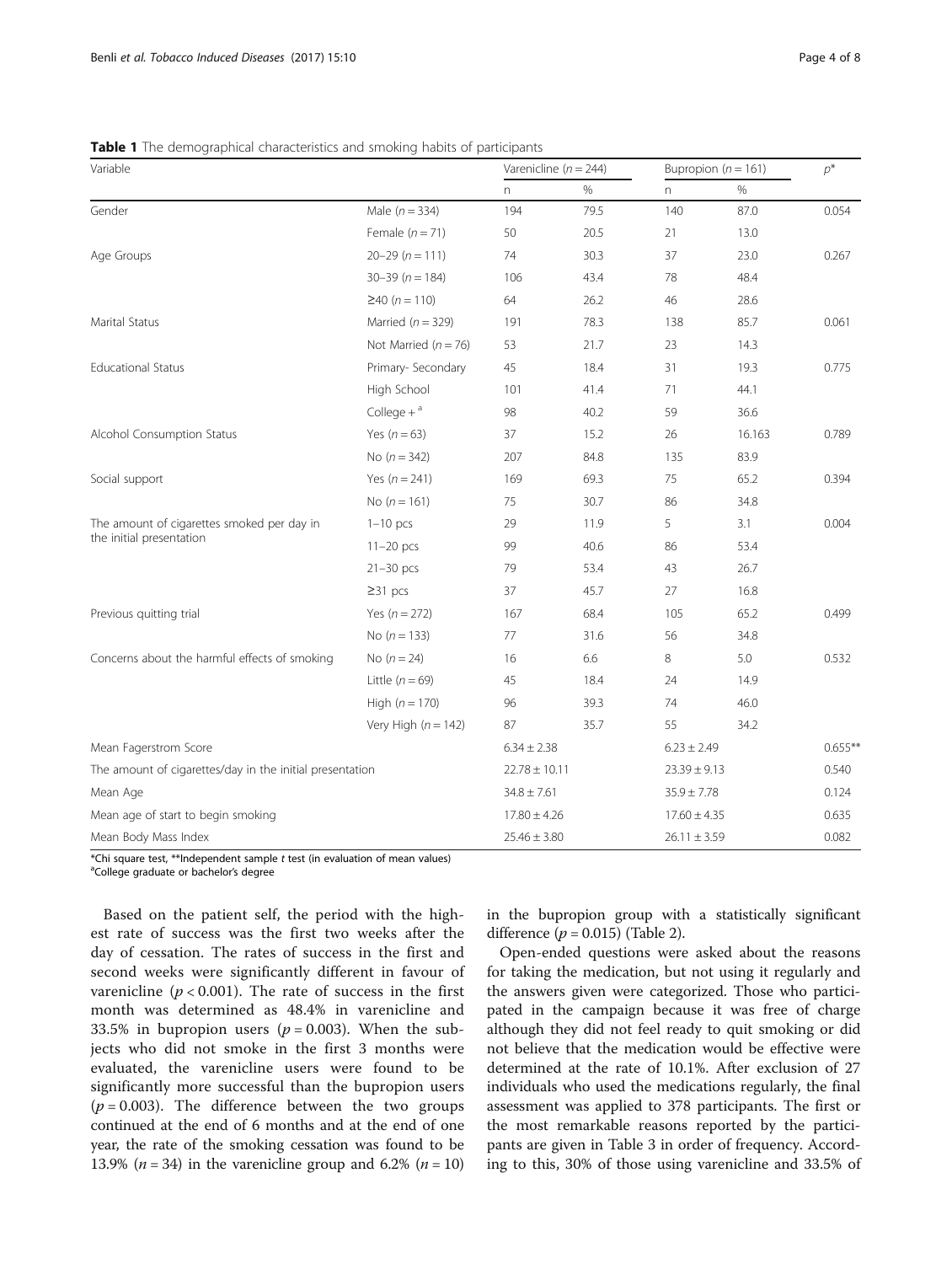**Table 1** The demographical characteristics and smoking habits of participants

| Variable | | Varenicline ($n = 244$) | | Bupropion ($n = 161$) | | $p$* |
|---|---|---|---|---|---|---|
| | | n | % | n | % | |
| Gender | Male ($n = 334$) | 194 | 79.5 | 140 | 87.0 | 0.054 |
| | Female ($n = 71$) | 50 | 20.5 | 21 | 13.0 | |
| Age Groups | 20–29 ($n = 111$) | 74 | 30.3 | 37 | 23.0 | 0.267 |
| | 30–39 ($n = 184$) | 106 | 43.4 | 78 | 48.4 | |
| | ≥40 ($n = 110$) | 64 | 26.2 | 46 | 28.6 | |
| Marital Status | Married ($n = 329$) | 191 | 78.3 | 138 | 85.7 | 0.061 |
| | Not Married ($n = 76$) | 53 | 21.7 | 23 | 14.3 | |
| Educational Status | Primary- Secondary | 45 | 18.4 | 31 | 19.3 | 0.775 |
| | High School | 101 | 41.4 | 71 | 44.1 | |
| | College + [a] | 98 | 40.2 | 59 | 36.6 | |
| Alcohol Consumption Status | Yes ($n = 63$) | 37 | 15.2 | 26 | 16.163 | 0.789 |
| | No ($n = 342$) | 207 | 84.8 | 135 | 83.9 | |
| Social support | Yes ($n = 241$) | 169 | 69.3 | 75 | 65.2 | 0.394 |
| | No ($n = 161$) | 75 | 30.7 | 86 | 34.8 | |
| The amount of cigarettes smoked per day in the initial presentation | 1–10 pcs | 29 | 11.9 | 5 | 3.1 | 0.004 |
| | 11–20 pcs | 99 | 40.6 | 86 | 53.4 | |
| | 21–30 pcs | 79 | 53.4 | 43 | 26.7 | |
| | ≥31 pcs | 37 | 45.7 | 27 | 16.8 | |
| Previous quitting trial | Yes ($n = 272$) | 167 | 68.4 | 105 | 65.2 | 0.499 |
| | No ($n = 133$) | 77 | 31.6 | 56 | 34.8 | |
| Concerns about the harmful effects of smoking | No ($n = 24$) | 16 | 6.6 | 8 | 5.0 | 0.532 |
| | Little ($n = 69$) | 45 | 18.4 | 24 | 14.9 | |
| | High ($n = 170$) | 96 | 39.3 | 74 | 46.0 | |
| | Very High ($n = 142$) | 87 | 35.7 | 55 | 34.2 | |
| Mean Fagerstrom Score | | 6.34 ± 2.38 | | 6.23 ± 2.49 | | 0.655** |
| The amount of cigarettes/day in the initial presentation | | 22.78 ± 10.11 | | 23.39 ± 9.13 | | 0.540 |
| Mean Age | | 34.8 ± 7.61 | | 35.9 ± 7.78 | | 0.124 |
| Mean age of start to begin smoking | | 17.80 ± 4.26 | | 17.60 ± 4.35 | | 0.635 |
| Mean Body Mass Index | | 25.46 ± 3.80 | | 26.11 ± 3.59 | | 0.082 |

*Chi square test, **Independent sample *t* test (in evaluation of mean values)
[a]College graduate or bachelor's degree

Based on the patient self, the period with the highest rate of success was the first two weeks after the day of cessation. The rates of success in the first and second weeks were significantly different in favour of varenicline ($p < 0.001$). The rate of success in the first month was determined as 48.4% in varenicline and 33.5% in bupropion users ($p = 0.003$). When the subjects who did not smoke in the first 3 months were evaluated, the varenicline users were found to be significantly more successful than the bupropion users ($p = 0.003$). The difference between the two groups continued at the end of 6 months and at the end of one year, the rate of the smoking cessation was found to be 13.9% ($n = 34$) in the varenicline group and 6.2% ($n = 10$) in the bupropion group with a statistically significant difference ($p = 0.015$) (Table 2).

Open-ended questions were asked about the reasons for taking the medication, but not using it regularly and the answers given were categorized. Those who participated in the campaign because it was free of charge although they did not feel ready to quit smoking or did not believe that the medication would be effective were determined at the rate of 10.1%. After exclusion of 27 individuals who used the medications regularly, the final assessment was applied to 378 participants. The first or the most remarkable reasons reported by the participants are given in Table 3 in order of frequency. According to this, 30% of those using varenicline and 33.5% of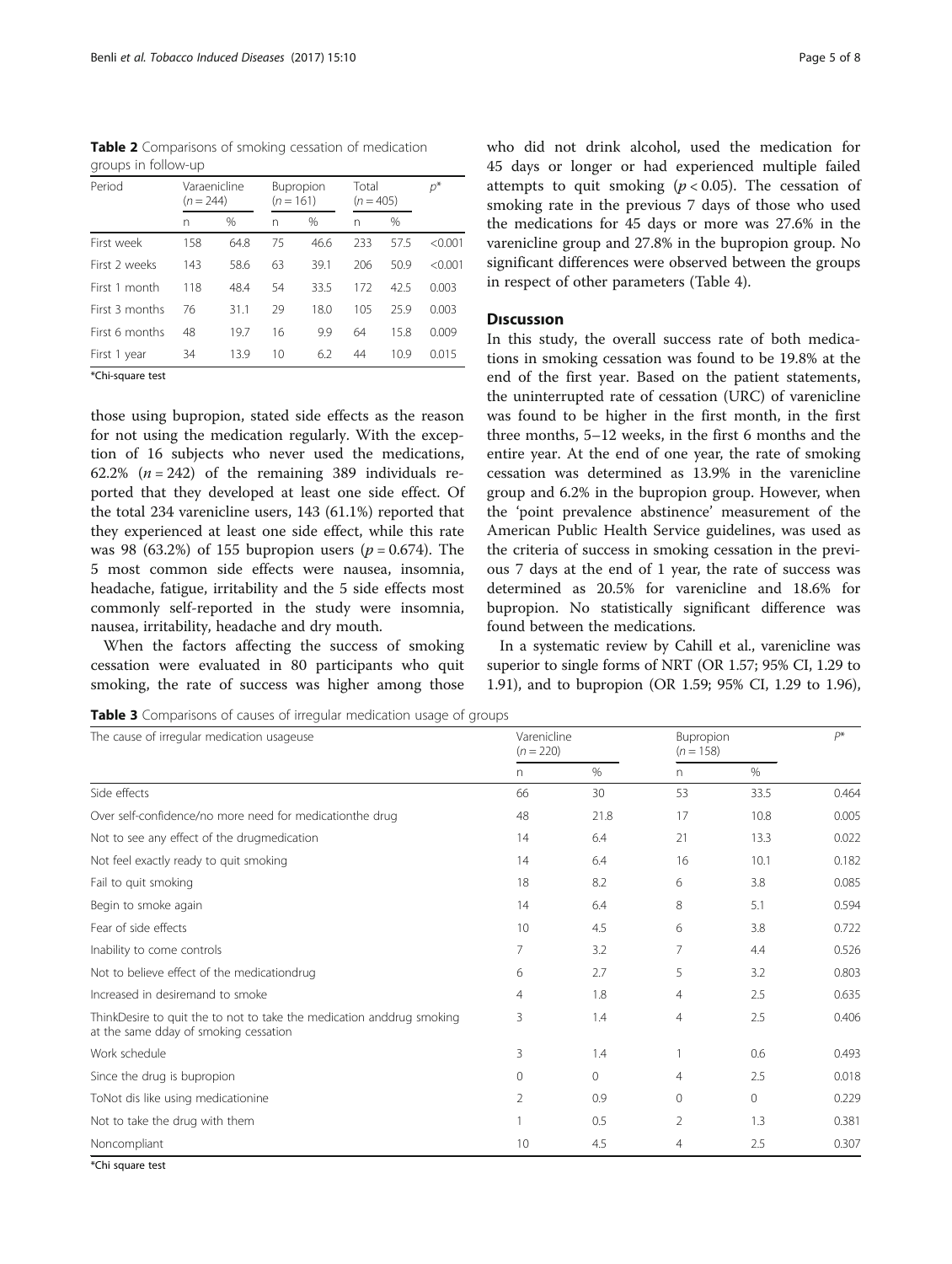**Table 2** Comparisons of smoking cessation of medication groups in follow-up

| Period | Varaenicline ($n = 244$) | | Bupropion ($n = 161$) | | Total ($n = 405$) | | $p$* |
|---|---|---|---|---|---|---|---|
| | n | % | n | % | n | % | |
| First week | 158 | 64.8 | 75 | 46.6 | 233 | 57.5 | <0.001 |
| First 2 weeks | 143 | 58.6 | 63 | 39.1 | 206 | 50.9 | <0.001 |
| First 1 month | 118 | 48.4 | 54 | 33.5 | 172 | 42.5 | 0.003 |
| First 3 months | 76 | 31.1 | 29 | 18.0 | 105 | 25.9 | 0.003 |
| First 6 months | 48 | 19.7 | 16 | 9.9 | 64 | 15.8 | 0.009 |
| First 1 year | 34 | 13.9 | 10 | 6.2 | 44 | 10.9 | 0.015 |

*Chi-square test

those using bupropion, stated side effects as the reason for not using the medication regularly. With the exception of 16 subjects who never used the medications, 62.2% ($n = 242$) of the remaining 389 individuals reported that they developed at least one side effect. Of the total 234 varenicline users, 143 (61.1%) reported that they experienced at least one side effect, while this rate was 98 (63.2%) of 155 bupropion users ($p = 0.674$). The 5 most common side effects were nausea, insomnia, headache, fatigue, irritability and the 5 side effects most commonly self-reported in the study were insomnia, nausea, irritability, headache and dry mouth.

When the factors affecting the success of smoking cessation were evaluated in 80 participants who quit smoking, the rate of success was higher among those who did not drink alcohol, used the medication for 45 days or longer or had experienced multiple failed attempts to quit smoking ($p < 0.05$). The cessation of smoking rate in the previous 7 days of those who used the medications for 45 days or more was 27.6% in the varenicline group and 27.8% in the bupropion group. No significant differences were observed between the groups in respect of other parameters (Table 4).

## Discussion

In this study, the overall success rate of both medications in smoking cessation was found to be 19.8% at the end of the first year. Based on the patient statements, the uninterrupted rate of cessation (URC) of varenicline was found to be higher in the first month, in the first three months, 5–12 weeks, in the first 6 months and the entire year. At the end of one year, the rate of smoking cessation was determined as 13.9% in the varenicline group and 6.2% in the bupropion group. However, when the 'point prevalence abstinence' measurement of the American Public Health Service guidelines, was used as the criteria of success in smoking cessation in the previous 7 days at the end of 1 year, the rate of success was determined as 20.5% for varenicline and 18.6% for bupropion. No statistically significant difference was found between the medications.

In a systematic review by Cahill et al., varenicline was superior to single forms of NRT (OR 1.57; 95% CI, 1.29 to 1.91), and to bupropion (OR 1.59; 95% CI, 1.29 to 1.96),

**Table 3** Comparisons of causes of irregular medication usage of groups

| The cause of irregular medication usageuse | Varenicline ($n = 220$) | | Bupropion ($n = 158$) | | $P$* |
|---|---|---|---|---|---|
| | n | % | n | % | |
| Side effects | 66 | 30 | 53 | 33.5 | 0.464 |
| Over self-confidence/no more need for medicationthe drug | 48 | 21.8 | 17 | 10.8 | 0.005 |
| Not to see any effect of the drugmedication | 14 | 6.4 | 21 | 13.3 | 0.022 |
| Not feel exactly ready to quit smoking | 14 | 6.4 | 16 | 10.1 | 0.182 |
| Fail to quit smoking | 18 | 8.2 | 6 | 3.8 | 0.085 |
| Begin to smoke again | 14 | 6.4 | 8 | 5.1 | 0.594 |
| Fear of side effects | 10 | 4.5 | 6 | 3.8 | 0.722 |
| Inability to come controls | 7 | 3.2 | 7 | 4.4 | 0.526 |
| Not to believe effect of the medicationdrug | 6 | 2.7 | 5 | 3.2 | 0.803 |
| Increased in desiremand to smoke | 4 | 1.8 | 4 | 2.5 | 0.635 |
| ThinkDesire to quit the to not to take the medication anddrug smoking at the same dday of smoking cessation | 3 | 1.4 | 4 | 2.5 | 0.406 |
| Work schedule | 3 | 1.4 | 1 | 0.6 | 0.493 |
| Since the drug is bupropion | 0 | 0 | 4 | 2.5 | 0.018 |
| ToNot dis like using medicationine | 2 | 0.9 | 0 | 0 | 0.229 |
| Not to take the drug with them | 1 | 0.5 | 2 | 1.3 | 0.381 |
| Noncompliant | 10 | 4.5 | 4 | 2.5 | 0.307 |

*Chi square test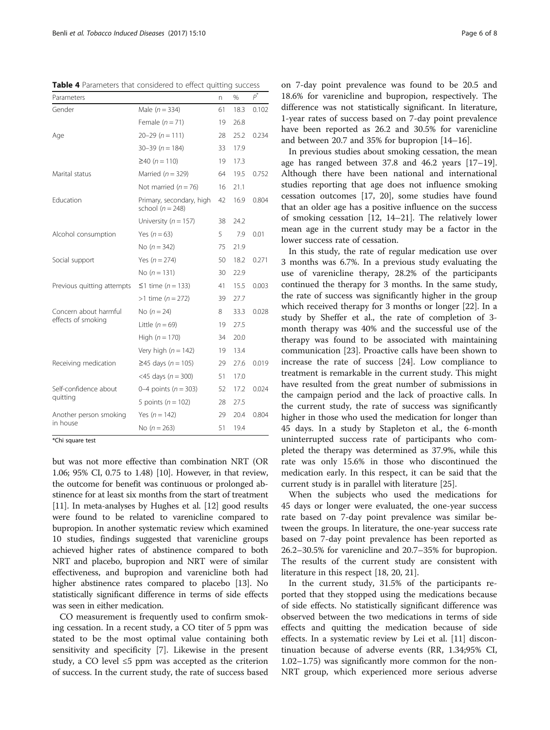**Table 4** Parameters that considered to effect quitting success

| Parameters | | n | % | $p^*$ |
|---|---|---|---|---|
| Gender | Male ($n = 334$) | 61 | 18.3 | 0.102 |
| | Female ($n = 71$) | 19 | 26.8 | |
| Age | 20–29 ($n = 111$) | 28 | 25.2 | 0.234 |
| | 30–39 ($n = 184$) | 33 | 17.9 | |
| | ≥40 ($n = 110$) | 19 | 17.3 | |
| Marital status | Married ($n = 329$) | 64 | 19.5 | 0.752 |
| | Not married ($n = 76$) | 16 | 21.1 | |
| Education | Primary, secondary, high school ($n = 248$) | 42 | 16.9 | 0.804 |
| | University ($n = 157$) | 38 | 24.2 | |
| Alcohol consumption | Yes ($n = 63$) | 5 | 7.9 | 0.01 |
| | No ($n = 342$) | 75 | 21.9 | |
| Social support | Yes ($n = 274$) | 50 | 18.2 | 0.271 |
| | No ($n = 131$) | 30 | 22.9 | |
| Previous quitting attempts | ≤1 time ($n = 133$) | 41 | 15.5 | 0.003 |
| | >1 time ($n = 272$) | 39 | 27.7 | |
| Concern about harmful effects of smoking | No ($n = 24$) | 8 | 33.3 | 0.028 |
| | Little ($n = 69$) | 19 | 27.5 | |
| | High ($n = 170$) | 34 | 20.0 | |
| | Very high ($n = 142$) | 19 | 13.4 | |
| Receiving medication | ≥45 days ($n = 105$) | 29 | 27.6 | 0.019 |
| | <45 days ($n = 300$) | 51 | 17.0 | |
| Self-confidence about quitting | 0–4 points ($n = 303$) | 52 | 17.2 | 0.024 |
| | 5 points ($n = 102$) | 28 | 27.5 | |
| Another person smoking in house | Yes ($n = 142$) | 29 | 20.4 | 0.804 |
| | No ($n = 263$) | 51 | 19.4 | |

*Chi square test

but was not more effective than combination NRT (OR 1.06; 95% CI, 0.75 to 1.48) [10]. However, in that review, the outcome for benefit was continuous or prolonged abstinence for at least six months from the start of treatment [11]. In meta-analyses by Hughes et al. [12] good results were found to be related to varenicline compared to bupropion. In another systematic review which examined 10 studies, findings suggested that varenicline groups achieved higher rates of abstinence compared to both NRT and placebo, bupropion and NRT were of similar effectiveness, and bupropion and varenicline both had higher abstinence rates compared to placebo [13]. No statistically significant difference in terms of side effects was seen in either medication.

CO measurement is frequently used to confirm smoking cessation. In a recent study, a CO titer of 5 ppm was stated to be the most optimal value containing both sensitivity and specificity [7]. Likewise in the present study, a CO level ≤5 ppm was accepted as the criterion of success. In the current study, the rate of success based on 7-day point prevalence was found to be 20.5 and 18.6% for varenicline and bupropion, respectively. The difference was not statistically significant. In literature, 1-year rates of success based on 7-day point prevalence have been reported as 26.2 and 30.5% for varenicline and between 20.7 and 35% for bupropion [14–16].

In previous studies about smoking cessation, the mean age has ranged between 37.8 and 46.2 years [17–19]. Although there have been national and international studies reporting that age does not influence smoking cessation outcomes [17, 20], some studies have found that an older age has a positive influence on the success of smoking cessation [12, 14–21]. The relatively lower mean age in the current study may be a factor in the lower success rate of cessation.

In this study, the rate of regular medication use over 3 months was 6.7%. In a previous study evaluating the use of varenicline therapy, 28.2% of the participants continued the therapy for 3 months. In the same study, the rate of success was significantly higher in the group which received therapy for 3 months or longer [22]. In a study by Sheffer et al., the rate of completion of 3-month therapy was 40% and the successful use of the therapy was found to be associated with maintaining communication [23]. Proactive calls have been shown to increase the rate of success [24]. Low compliance to treatment is remarkable in the current study. This might have resulted from the great number of submissions in the campaign period and the lack of proactive calls. In the current study, the rate of success was significantly higher in those who used the medication for longer than 45 days. In a study by Stapleton et al., the 6-month uninterrupted success rate of participants who completed the therapy was determined as 37.9%, while this rate was only 15.6% in those who discontinued the medication early. In this respect, it can be said that the current study is in parallel with literature [25].

When the subjects who used the medications for 45 days or longer were evaluated, the one-year success rate based on 7-day point prevalence was similar between the groups. In literature, the one-year success rate based on 7-day point prevalence has been reported as 26.2–30.5% for varenicline and 20.7–35% for bupropion. The results of the current study are consistent with literature in this respect [18, 20, 21].

In the current study, 31.5% of the participants reported that they stopped using the medications because of side effects. No statistically significant difference was observed between the two medications in terms of side effects and quitting the medication because of side effects. In a systematic review by Lei et al. [11] discontinuation because of adverse events (RR, 1.34;95% CI, 1.02–1.75) was significantly more common for the non-NRT group, which experienced more serious adverse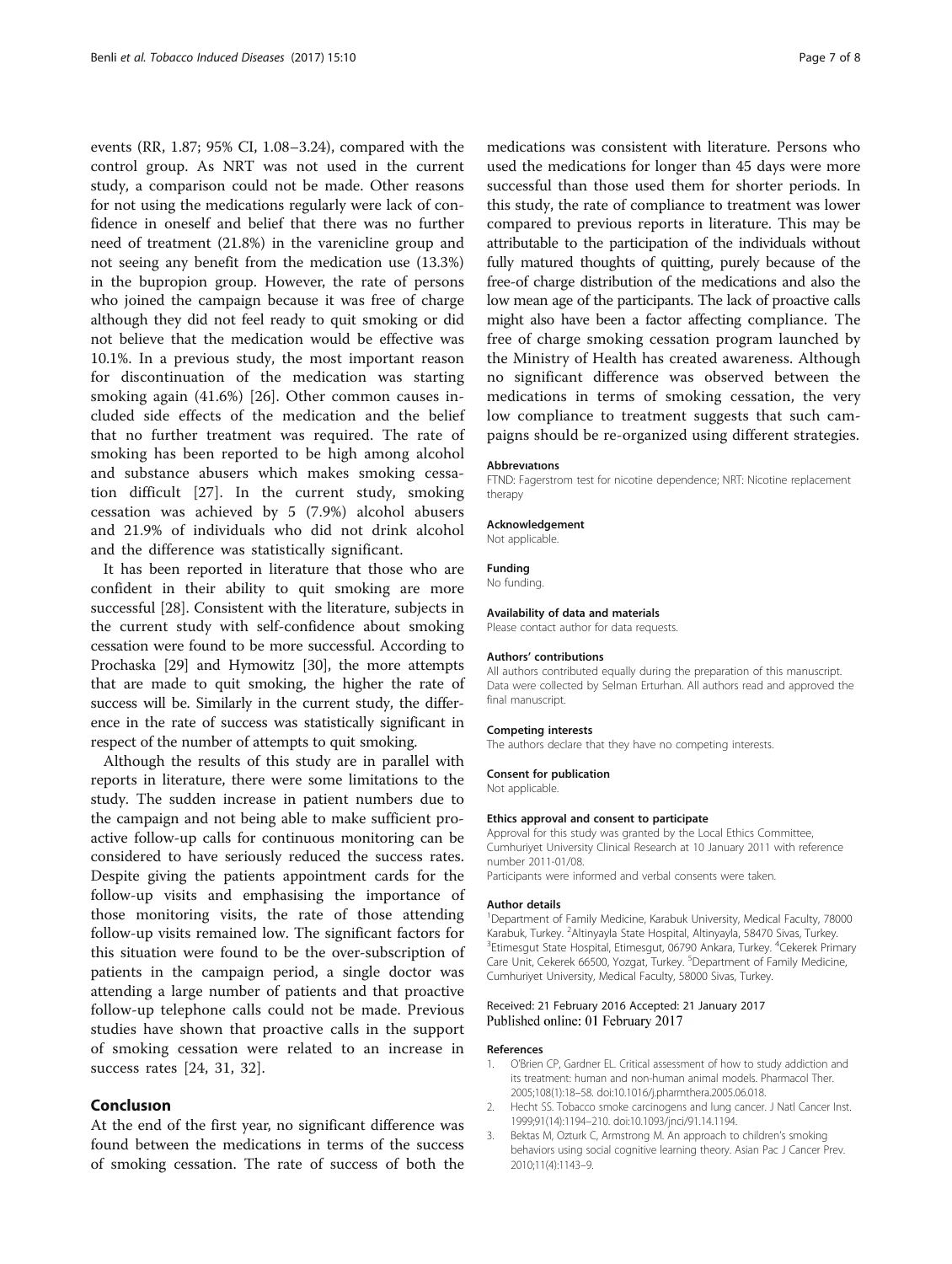events (RR, 1.87; 95% CI, 1.08–3.24), compared with the control group. As NRT was not used in the current study, a comparison could not be made. Other reasons for not using the medications regularly were lack of confidence in oneself and belief that there was no further need of treatment (21.8%) in the varenicline group and not seeing any benefit from the medication use (13.3%) in the bupropion group. However, the rate of persons who joined the campaign because it was free of charge although they did not feel ready to quit smoking or did not believe that the medication would be effective was 10.1%. In a previous study, the most important reason for discontinuation of the medication was starting smoking again (41.6%) [26]. Other common causes included side effects of the medication and the belief that no further treatment was required. The rate of smoking has been reported to be high among alcohol and substance abusers which makes smoking cessation difficult [27]. In the current study, smoking cessation was achieved by 5 (7.9%) alcohol abusers and 21.9% of individuals who did not drink alcohol and the difference was statistically significant.

It has been reported in literature that those who are confident in their ability to quit smoking are more successful [28]. Consistent with the literature, subjects in the current study with self-confidence about smoking cessation were found to be more successful. According to Prochaska [29] and Hymowitz [30], the more attempts that are made to quit smoking, the higher the rate of success will be. Similarly in the current study, the difference in the rate of success was statistically significant in respect of the number of attempts to quit smoking.

Although the results of this study are in parallel with reports in literature, there were some limitations to the study. The sudden increase in patient numbers due to the campaign and not being able to make sufficient proactive follow-up calls for continuous monitoring can be considered to have seriously reduced the success rates. Despite giving the patients appointment cards for the follow-up visits and emphasising the importance of those monitoring visits, the rate of those attending follow-up visits remained low. The significant factors for this situation were found to be the over-subscription of patients in the campaign period, a single doctor was attending a large number of patients and that proactive follow-up telephone calls could not be made. Previous studies have shown that proactive calls in the support of smoking cessation were related to an increase in success rates [24, 31, 32].

## Conclusion

At the end of the first year, no significant difference was found between the medications in terms of the success of smoking cessation. The rate of success of both the medications was consistent with literature. Persons who used the medications for longer than 45 days were more successful than those used them for shorter periods. In this study, the rate of compliance to treatment was lower compared to previous reports in literature. This may be attributable to the participation of the individuals without fully matured thoughts of quitting, purely because of the free-of charge distribution of the medications and also the low mean age of the participants. The lack of proactive calls might also have been a factor affecting compliance. The free of charge smoking cessation program launched by the Ministry of Health has created awareness. Although no significant difference was observed between the medications in terms of smoking cessation, the very low compliance to treatment suggests that such campaigns should be re-organized using different strategies.

#### Abbreviations

FTND: Fagerstrom test for nicotine dependence; NRT: Nicotine replacement therapy

#### Acknowledgement

Not applicable.

#### Funding

No funding.

#### Availability of data and materials

Please contact author for data requests.

#### Authors' contributions

All authors contributed equally during the preparation of this manuscript. Data were collected by Selman Erturhan. All authors read and approved the final manuscript.

#### Competing interests

The authors declare that they have no competing interests.

#### Consent for publication

Not applicable.

#### Ethics approval and consent to participate

Approval for this study was granted by the Local Ethics Committee, Cumhuriyet University Clinical Research at 10 January 2011 with reference number 2011-01/08.
Participants were informed and verbal consents were taken.

#### Author details

[1]Department of Family Medicine, Karabuk University, Medical Faculty, 78000 Karabuk, Turkey. [2]Altinyayla State Hospital, Altinyayla, 58470 Sivas, Turkey. [3]Etimesgut State Hospital, Etimesgut, 06790 Ankara, Turkey. [4]Cekerek Primary Care Unit, Cekerek 66500, Yozgat, Turkey. [5]Department of Family Medicine, Cumhuriyet University, Medical Faculty, 58000 Sivas, Turkey.

Received: 21 February 2016 Accepted: 21 January 2017
Published online: 01 February 2017

#### References

1. O'Brien CP, Gardner EL. Critical assessment of how to study addiction and its treatment: human and non-human animal models. Pharmacol Ther. 2005;108(1):18–58. doi:10.1016/j.pharmthera.2005.06.018.
2. Hecht SS. Tobacco smoke carcinogens and lung cancer. J Natl Cancer Inst. 1999;91(14):1194–210. doi:10.1093/jnci/91.14.1194.
3. Bektas M, Ozturk C, Armstrong M. An approach to children's smoking behaviors using social cognitive learning theory. Asian Pac J Cancer Prev. 2010;11(4):1143–9.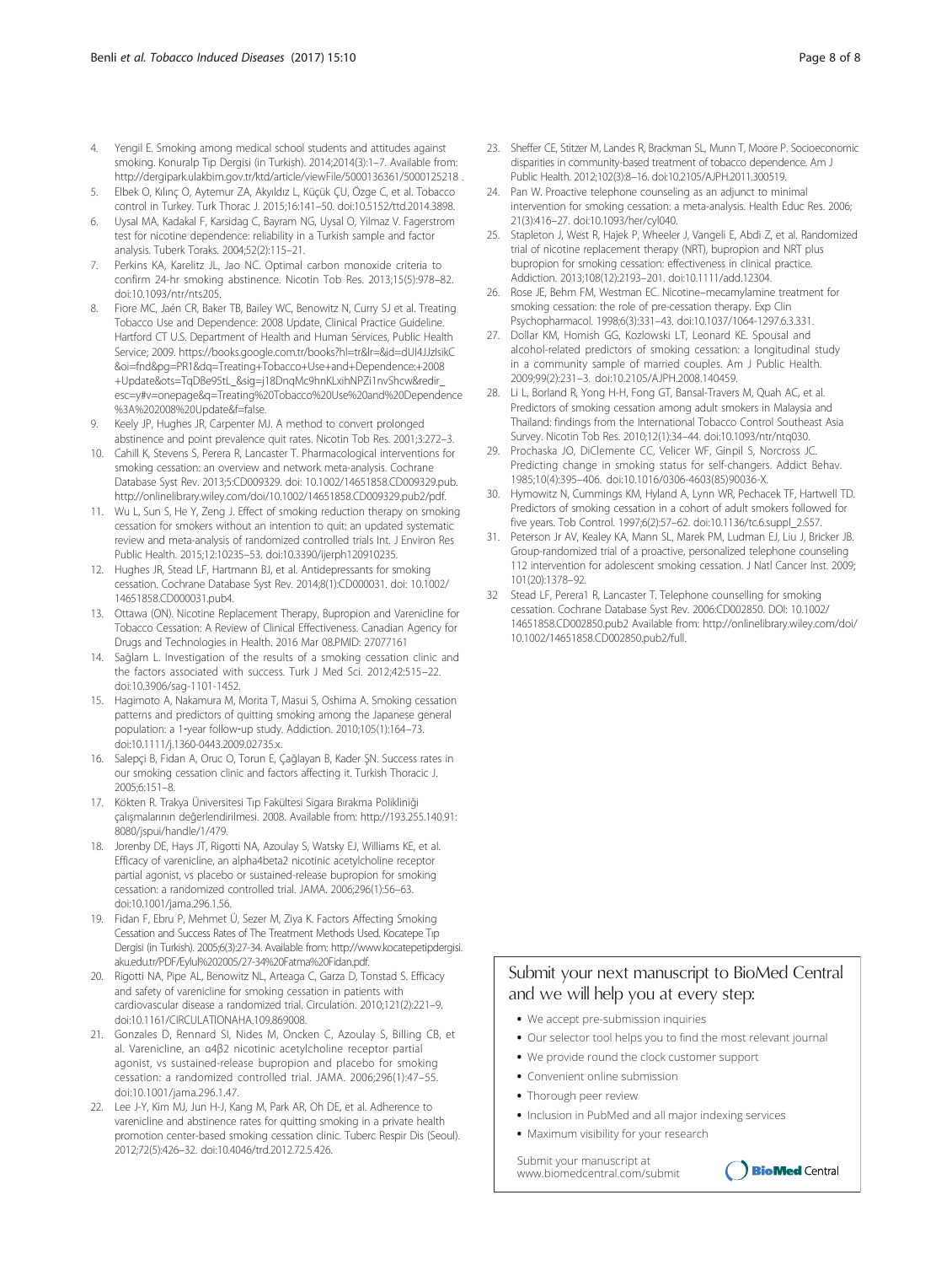4. Yengil E. Smoking among medical school students and attitudes against smoking. Konuralp Tıp Dergisi (in Turkish). 2014;2014(3):1–7. Available from: http://dergipark.ulakbim.gov.tr/ktd/article/viewFile/5000136361/5000125218 .
5. Elbek O, Kılınç O, Aytemur ZA, Akyıldız L, Küçük ÇU, Özge C, et al. Tobacco control in Turkey. Turk Thorac J. 2015;16:141–50. doi:10.5152/ttd.2014.3898.
6. Uysal MA, Kadakal F, Karsidag C, Bayram NG, Uysal O, Yilmaz V. Fagerstrom test for nicotine dependence: reliability in a Turkish sample and factor analysis. Tuberk Toraks. 2004;52(2):115–21.
7. Perkins KA, Karelitz JL, Jao NC. Optimal carbon monoxide criteria to confirm 24-hr smoking abstinence. Nicotin Tob Res. 2013;15(5):978–82. doi:10.1093/ntr/nts205.
8. Fiore MC, Jaén CR, Baker TB, Bailey WC, Benowitz N, Curry SJ et al. Treating Tobacco Use and Dependence: 2008 Update, Clinical Practice Guideline. Hartford CT U.S. Department of Health and Human Services, Public Health Service; 2009. https://books.google.com.tr/books?hl=tr&lr=&id=dUI4JJzIsikC&oi=fnd&pg=PR1&dq=Treating+Tobacco+Use+and+Dependence:+2008+Update&ots=TqDBe95tL_&sig=j18DnqMc9hnKLxihNPZi1nvShcw&redir_esc=y#v=onepage&q=Treating%20Tobacco%20Use%20and%20Dependence%3A%202008%20Update&f=false.
9. Keely JP, Hughes JR, Carpenter MJ. A method to convert prolonged abstinence and point prevalence quit rates. Nicotin Tob Res. 2001;3:272–3.
10. Cahill K, Stevens S, Perera R, Lancaster T. Pharmacological interventions for smoking cessation: an overview and network meta-analysis. Cochrane Database Syst Rev. 2013;5:CD009329. doi: 10.1002/14651858.CD009329.pub. http://onlinelibrary.wiley.com/doi/10.1002/14651858.CD009329.pub2/pdf.
11. Wu L, Sun S, He Y, Zeng J. Effect of smoking reduction therapy on smoking cessation for smokers without an intention to quit: an updated systematic review and meta-analysis of randomized controlled trials Int. J Environ Res Public Health. 2015;12:10235–53. doi:10.3390/ijerph120910235.
12. Hughes JR, Stead LF, Hartmann BJ, et al. Antidepressants for smoking cessation. Cochrane Database Syst Rev. 2014;8(1):CD000031. doi: 10.1002/14651858.CD000031.pub4.
13. Ottawa (ON). Nicotine Replacement Therapy, Bupropion and Varenicline for Tobacco Cessation: A Review of Clinical Effectiveness. Canadian Agency for Drugs and Technologies in Health. 2016 Mar 08.PMID: 27077161
14. Sağlam L. Investigation of the results of a smoking cessation clinic and the factors associated with success. Turk J Med Sci. 2012;42:515–22. doi:10.3906/sag-1101-1452.
15. Hagimoto A, Nakamura M, Morita T, Masui S, Oshima A. Smoking cessation patterns and predictors of quitting smoking among the Japanese general population: a 1-year follow-up study. Addiction. 2010;105(1):164–73. doi:10.1111/j.1360-0443.2009.02735.x.
16. Salepçi B, Fidan A, Oruc O, Torun E, Çağlayan B, Kader ŞN. Success rates in our smoking cessation clinic and factors affecting it. Turkish Thoracic J. 2005;6:151–8.
17. Kökten R. Trakya Üniversitesi Tıp Fakültesi Sigara Bırakma Polikliniği çalışmalarının değerlendirilmesi. 2008. Available from: http://193.255.140.91:8080/jspui/handle/1/479.
18. Jorenby DE, Hays JT, Rigotti NA, Azoulay S, Watsky EJ, Williams KE, et al. Efficacy of varenicline, an alpha4beta2 nicotinic acetylcholine receptor partial agonist, vs placebo or sustained-release bupropion for smoking cessation: a randomized controlled trial. JAMA. 2006;296(1):56–63. doi:10.1001/jama.296.1.56.
19. Fidan F, Ebru P, Mehmet Ü, Sezer M, Ziya K. Factors Affecting Smoking Cessation and Success Rates of The Treatment Methods Used. Kocatepe Tıp Dergisi (in Turkish). 2005;6(3):27-34. Available from: http://www.kocatepetipdergisi.aku.edu.tr/PDF/Eylul%202005/27-34%20Fatma%20Fidan.pdf.
20. Rigotti NA, Pipe AL, Benowitz NL, Arteaga C, Garza D, Tonstad S. Efficacy and safety of varenicline for smoking cessation in patients with cardiovascular disease a randomized trial. Circulation. 2010;121(2):221–9. doi:10.1161/CIRCULATIONAHA.109.869008.
21. Gonzales D, Rennard SI, Nides M, Oncken C, Azoulay S, Billing CB, et al. Varenicline, an α4β2 nicotinic acetylcholine receptor partial agonist, vs sustained-release bupropion and placebo for smoking cessation: a randomized controlled trial. JAMA. 2006;296(1):47–55. doi:10.1001/jama.296.1.47.
22. Lee J-Y, Kim MJ, Jun H-J, Kang M, Park AR, Oh DE, et al. Adherence to varenicline and abstinence rates for quitting smoking in a private health promotion center-based smoking cessation clinic. Tuberc Respir Dis (Seoul). 2012;72(5):426–32. doi:10.4046/trd.2012.72.5.426.
23. Sheffer CE, Stitzer M, Landes R, Brackman SL, Munn T, Moore P. Socioeconomic disparities in community-based treatment of tobacco dependence. Am J Public Health. 2012;102(3):8–16. doi:10.2105/AJPH.2011.300519.
24. Pan W. Proactive telephone counseling as an adjunct to minimal intervention for smoking cessation: a meta-analysis. Health Educ Res. 2006;21(3):416–27. doi:10.1093/her/cyl040.
25. Stapleton J, West R, Hajek P, Wheeler J, Vangeli E, Abdi Z, et al. Randomized trial of nicotine replacement therapy (NRT), bupropion and NRT plus bupropion for smoking cessation: effectiveness in clinical practice. Addiction. 2013;108(12):2193–201. doi:10.1111/add.12304.
26. Rose JE, Behm FM, Westman EC. Nicotine–mecamylamine treatment for smoking cessation: the role of pre-cessation therapy. Exp Clin Psychopharmacol. 1998;6(3):331–43. doi:10.1037/1064-1297.6.3.331.
27. Dollar KM, Homish GG, Kozlowski LT, Leonard KE. Spousal and alcohol-related predictors of smoking cessation: a longitudinal study in a community sample of married couples. Am J Public Health. 2009;99(2):231–3. doi:10.2105/AJPH.2008.140459.
28. Li L, Borland R, Yong H-H, Fong GT, Bansal-Travers M, Quah AC, et al. Predictors of smoking cessation among adult smokers in Malaysia and Thailand: findings from the International Tobacco Control Southeast Asia Survey. Nicotin Tob Res. 2010;12(1):34–44. doi:10.1093/ntr/ntq030.
29. Prochaska JO, DiClemente CC, Velicer WF, Ginpil S, Norcross JC. Predicting change in smoking status for self-changers. Addict Behav. 1985;10(4):395–406. doi:10.1016/0306-4603(85)90036-X.
30. Hymowitz N, Cummings KM, Hyland A, Lynn WR, Pechacek TF, Hartwell TD. Predictors of smoking cessation in a cohort of adult smokers followed for five years. Tob Control. 1997;6(2):57–62. doi:10.1136/tc.6.suppl_2.S57.
31. Peterson Jr AV, Kealey KA, Mann SL, Marek PM, Ludman EJ, Liu J, Bricker JB. Group-randomized trial of a proactive, personalized telephone counseling intervention for adolescent smoking cessation. J Natl Cancer Inst. 2009;101(20):1378–92.
32. Stead LF, Perera1 R, Lancaster T. Telephone counselling for smoking cessation. Cochrane Database Syst Rev. 2006:CD002850. DOI: 10.1002/14651858.CD002850.pub2 Available from: http://onlinelibrary.wiley.com/doi/10.1002/14651858.CD002850.pub2/full.

Submit your next manuscript to BioMed Central and we will help you at every step:

- We accept pre-submission inquiries
- Our selector tool helps you to find the most relevant journal
- We provide round the clock customer support
- Convenient online submission
- Thorough peer review
- Inclusion in PubMed and all major indexing services
- Maximum visibility for your research

Submit your manuscript at www.biomedcentral.com/submit

BioMed Central